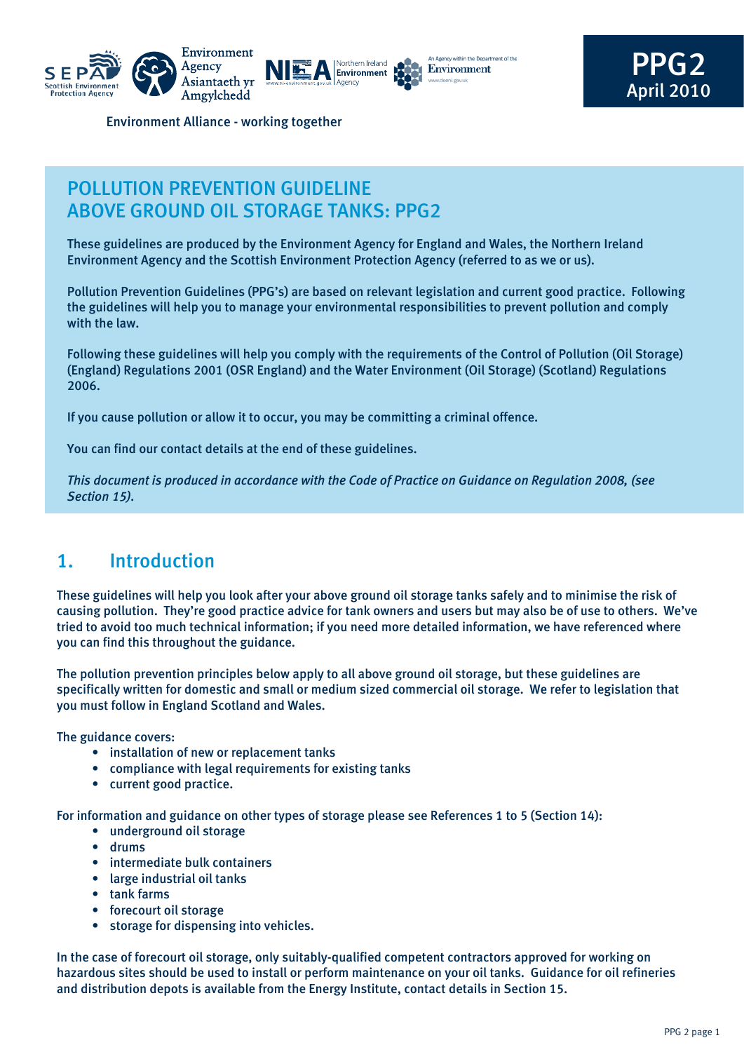PPG2
April 2010

Environment Alliance - working together

# POLLUTION PREVENTION GUIDELINE
# ABOVE GROUND OIL STORAGE TANKS: PPG2

These guidelines are produced by the Environment Agency for England and Wales, the Northern Ireland Environment Agency and the Scottish Environment Protection Agency (referred to as we or us).

Pollution Prevention Guidelines (PPG's) are based on relevant legislation and current good practice. Following the guidelines will help you to manage your environmental responsibilities to prevent pollution and comply with the law.

Following these guidelines will help you comply with the requirements of the Control of Pollution (Oil Storage) (England) Regulations 2001 (OSR England) and the Water Environment (Oil Storage) (Scotland) Regulations 2006.

If you cause pollution or allow it to occur, you may be committing a criminal offence.

You can find our contact details at the end of these guidelines.

*This document is produced in accordance with the Code of Practice on Guidance on Regulation 2008, (see Section 15).*

## 1. Introduction

These guidelines will help you look after your above ground oil storage tanks safely and to minimise the risk of causing pollution. They're good practice advice for tank owners and users but may also be of use to others. We've tried to avoid too much technical information; if you need more detailed information, we have referenced where you can find this throughout the guidance.

The pollution prevention principles below apply to all above ground oil storage, but these guidelines are specifically written for domestic and small or medium sized commercial oil storage. We refer to legislation that you must follow in England Scotland and Wales.

The guidance covers:

- installation of new or replacement tanks
- compliance with legal requirements for existing tanks
- current good practice.

For information and guidance on other types of storage please see References 1 to 5 (Section 14):

- underground oil storage
- drums
- intermediate bulk containers
- large industrial oil tanks
- tank farms
- forecourt oil storage
- storage for dispensing into vehicles.

In the case of forecourt oil storage, only suitably-qualified competent contractors approved for working on hazardous sites should be used to install or perform maintenance on your oil tanks. Guidance for oil refineries and distribution depots is available from the Energy Institute, contact details in Section 15.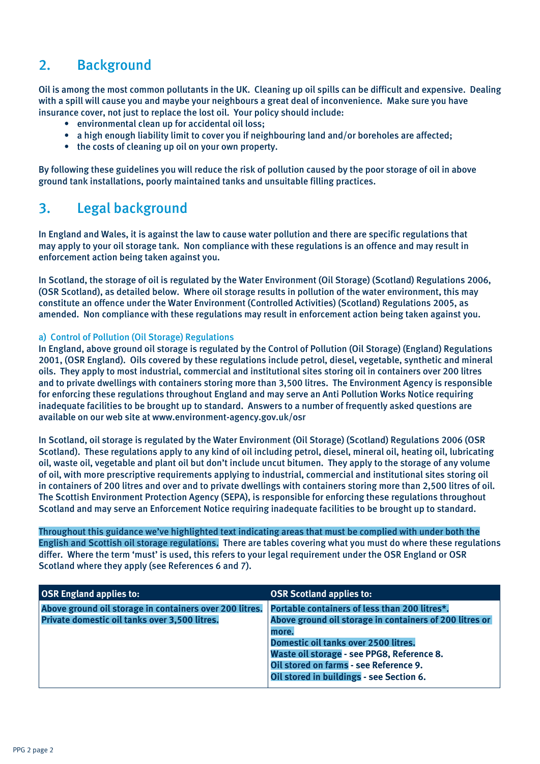## 2. Background

Oil is among the most common pollutants in the UK. Cleaning up oil spills can be difficult and expensive. Dealing with a spill will cause you and maybe your neighbours a great deal of inconvenience. Make sure you have insurance cover, not just to replace the lost oil. Your policy should include:

- environmental clean up for accidental oil loss;
- a high enough liability limit to cover you if neighbouring land and/or boreholes are affected;
- the costs of cleaning up oil on your own property.

By following these guidelines you will reduce the risk of pollution caused by the poor storage of oil in above ground tank installations, poorly maintained tanks and unsuitable filling practices.

## 3. Legal background

In England and Wales, it is against the law to cause water pollution and there are specific regulations that may apply to your oil storage tank. Non compliance with these regulations is an offence and may result in enforcement action being taken against you.

In Scotland, the storage of oil is regulated by the Water Environment (Oil Storage) (Scotland) Regulations 2006, (OSR Scotland), as detailed below. Where oil storage results in pollution of the water environment, this may constitute an offence under the Water Environment (Controlled Activities) (Scotland) Regulations 2005, as amended. Non compliance with these regulations may result in enforcement action being taken against you.

### a) Control of Pollution (Oil Storage) Regulations

In England, above ground oil storage is regulated by the Control of Pollution (Oil Storage) (England) Regulations 2001, (OSR England). Oils covered by these regulations include petrol, diesel, vegetable, synthetic and mineral oils. They apply to most industrial, commercial and institutional sites storing oil in containers over 200 litres and to private dwellings with containers storing more than 3,500 litres. The Environment Agency is responsible for enforcing these regulations throughout England and may serve an Anti Pollution Works Notice requiring inadequate facilities to be brought up to standard. Answers to a number of frequently asked questions are available on our web site at www.environment-agency.gov.uk/osr

In Scotland, oil storage is regulated by the Water Environment (Oil Storage) (Scotland) Regulations 2006 (OSR Scotland). These regulations apply to any kind of oil including petrol, diesel, mineral oil, heating oil, lubricating oil, waste oil, vegetable and plant oil but don't include uncut bitumen. They apply to the storage of any volume of oil, with more prescriptive requirements applying to industrial, commercial and institutional sites storing oil in containers of 200 litres and over and to private dwellings with containers storing more than 2,500 litres of oil. The Scottish Environment Protection Agency (SEPA), is responsible for enforcing these regulations throughout Scotland and may serve an Enforcement Notice requiring inadequate facilities to be brought up to standard.

**Throughout this guidance we've highlighted text indicating areas that must be complied with under both the English and Scottish oil storage regulations.** There are tables covering what you must do where these regulations differ. Where the term 'must' is used, this refers to your legal requirement under the OSR England or OSR Scotland where they apply (see References 6 and 7).

| OSR England applies to: | OSR Scotland applies to: |
|---|---|
| **Above ground oil storage in containers over 200 litres.**<br>**Private domestic oil tanks over 3,500 litres.** | **Portable containers of less than 200 litres*.**<br>**Above ground oil storage in containers of 200 litres or more.**<br>**Domestic oil tanks over 2500 litres.**<br>**Waste oil storage - see PPG8, Reference 8.**<br>**Oil stored on farms - see Reference 9.**<br>**Oil stored in buildings - see Section 6.** |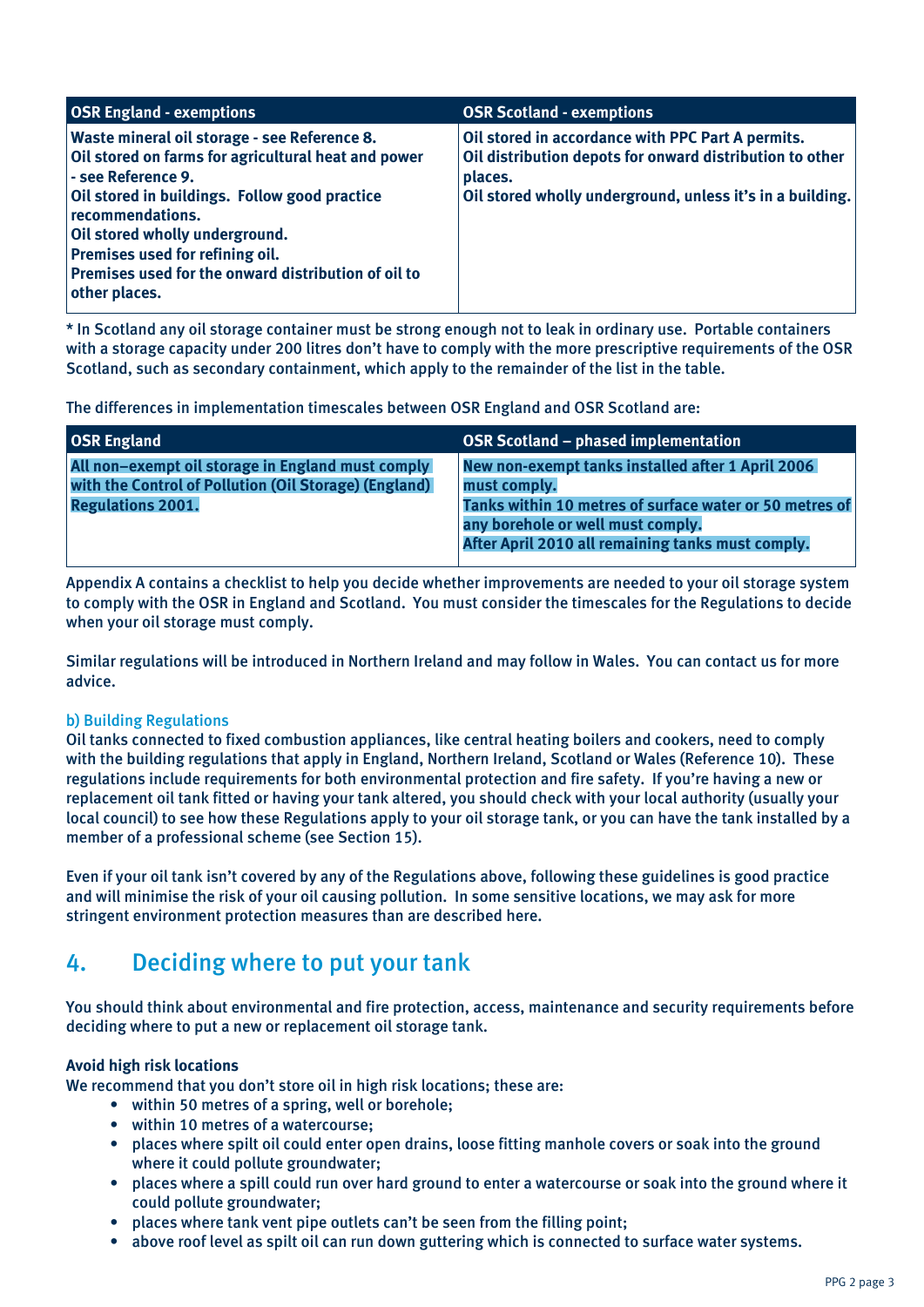| OSR England - exemptions | OSR Scotland - exemptions |
|---|---|
| **Waste mineral oil storage - see Reference 8.**<br>**Oil stored on farms for agricultural heat and power - see Reference 9.**<br>**Oil stored in buildings. Follow good practice recommendations.**<br>**Oil stored wholly underground.**<br>**Premises used for refining oil.**<br>**Premises used for the onward distribution of oil to other places.** | **Oil stored in accordance with PPC Part A permits.**<br>**Oil distribution depots for onward distribution to other places.**<br>**Oil stored wholly underground, unless it's in a building.** |

* In Scotland any oil storage container must be strong enough not to leak in ordinary use. Portable containers with a storage capacity under 200 litres don't have to comply with the more prescriptive requirements of the OSR Scotland, such as secondary containment, which apply to the remainder of the list in the table.

The differences in implementation timescales between OSR England and OSR Scotland are:

| OSR England | OSR Scotland – phased implementation |
|---|---|
| **All non–exempt oil storage in England must comply with the Control of Pollution (Oil Storage) (England) Regulations 2001.** | **New non-exempt tanks installed after 1 April 2006 must comply.**<br>**Tanks within 10 metres of surface water or 50 metres of any borehole or well must comply.**<br>**After April 2010 all remaining tanks must comply.** |

Appendix A contains a checklist to help you decide whether improvements are needed to your oil storage system to comply with the OSR in England and Scotland. You must consider the timescales for the Regulations to decide when your oil storage must comply.

Similar regulations will be introduced in Northern Ireland and may follow in Wales. You can contact us for more advice.

### b) Building Regulations

Oil tanks connected to fixed combustion appliances, like central heating boilers and cookers, need to comply with the building regulations that apply in England, Northern Ireland, Scotland or Wales (Reference 10). These regulations include requirements for both environmental protection and fire safety. If you're having a new or replacement oil tank fitted or having your tank altered, you should check with your local authority (usually your local council) to see how these Regulations apply to your oil storage tank, or you can have the tank installed by a member of a professional scheme (see Section 15).

Even if your oil tank isn't covered by any of the Regulations above, following these guidelines is good practice and will minimise the risk of your oil causing pollution. In some sensitive locations, we may ask for more stringent environment protection measures than are described here.

## 4. Deciding where to put your tank

You should think about environmental and fire protection, access, maintenance and security requirements before deciding where to put a new or replacement oil storage tank.

**Avoid high risk locations**

We recommend that you don't store oil in high risk locations; these are:

- within 50 metres of a spring, well or borehole;
- within 10 metres of a watercourse;
- places where spilt oil could enter open drains, loose fitting manhole covers or soak into the ground where it could pollute groundwater;
- places where a spill could run over hard ground to enter a watercourse or soak into the ground where it could pollute groundwater;
- places where tank vent pipe outlets can't be seen from the filling point;
- above roof level as spilt oil can run down guttering which is connected to surface water systems.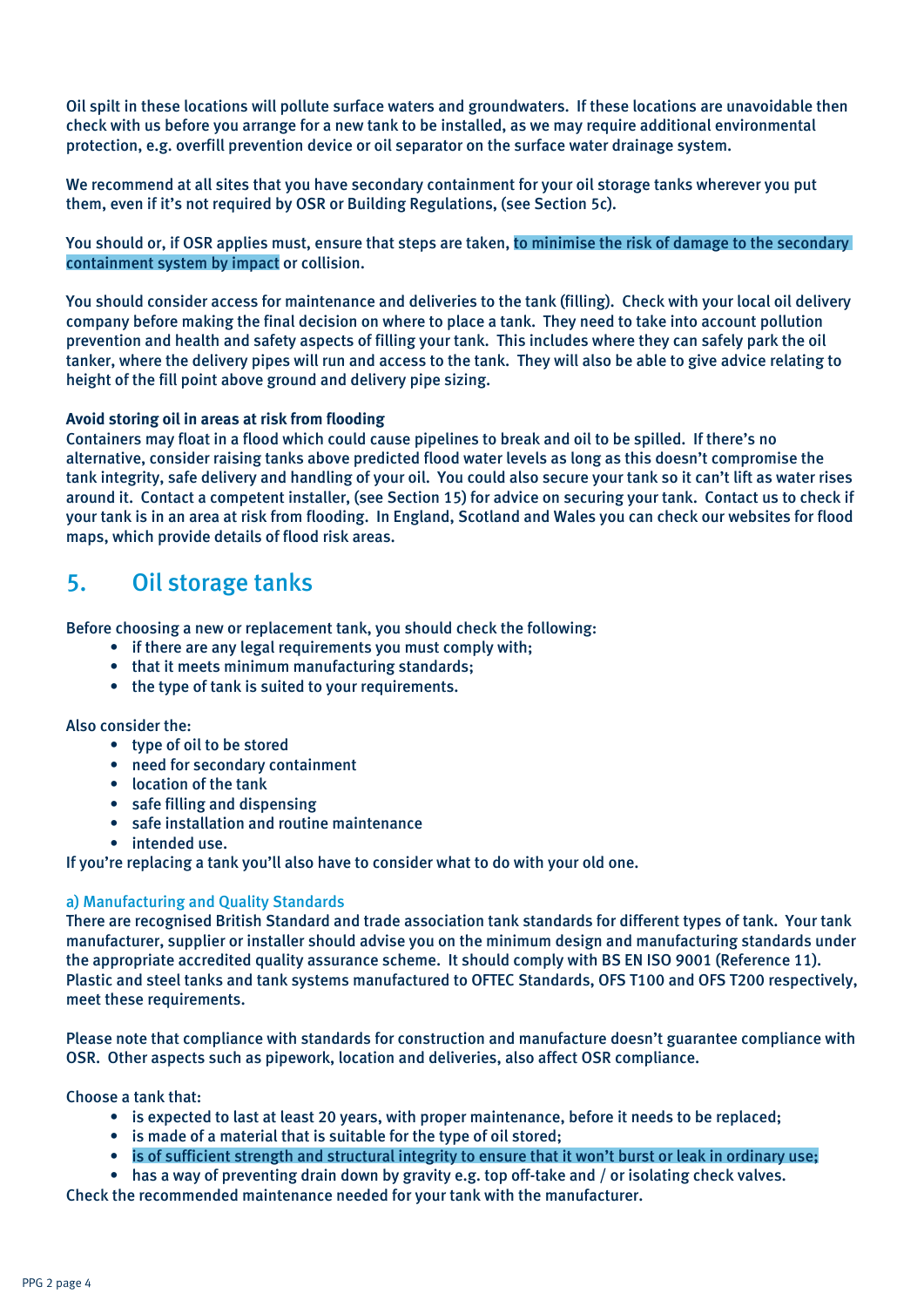Oil spilt in these locations will pollute surface waters and groundwaters. If these locations are unavoidable then check with us before you arrange for a new tank to be installed, as we may require additional environmental protection, e.g. overfill prevention device or oil separator on the surface water drainage system.

We recommend at all sites that you have secondary containment for your oil storage tanks wherever you put them, even if it's not required by OSR or Building Regulations, (see Section 5c).

You should or, if OSR applies must, ensure that steps are taken, to minimise the risk of damage to the secondary containment system by impact or collision.

You should consider access for maintenance and deliveries to the tank (filling). Check with your local oil delivery company before making the final decision on where to place a tank. They need to take into account pollution prevention and health and safety aspects of filling your tank. This includes where they can safely park the oil tanker, where the delivery pipes will run and access to the tank. They will also be able to give advice relating to height of the fill point above ground and delivery pipe sizing.

**Avoid storing oil in areas at risk from flooding**

Containers may float in a flood which could cause pipelines to break and oil to be spilled. If there's no alternative, consider raising tanks above predicted flood water levels as long as this doesn't compromise the tank integrity, safe delivery and handling of your oil. You could also secure your tank so it can't lift as water rises around it. Contact a competent installer, (see Section 15) for advice on securing your tank. Contact us to check if your tank is in an area at risk from flooding. In England, Scotland and Wales you can check our websites for flood maps, which provide details of flood risk areas.

## 5. Oil storage tanks

Before choosing a new or replacement tank, you should check the following:

- if there are any legal requirements you must comply with;
- that it meets minimum manufacturing standards;
- the type of tank is suited to your requirements.

Also consider the:

- type of oil to be stored
- need for secondary containment
- location of the tank
- safe filling and dispensing
- safe installation and routine maintenance
- intended use.

If you're replacing a tank you'll also have to consider what to do with your old one.

### a) Manufacturing and Quality Standards

There are recognised British Standard and trade association tank standards for different types of tank. Your tank manufacturer, supplier or installer should advise you on the minimum design and manufacturing standards under the appropriate accredited quality assurance scheme. It should comply with BS EN ISO 9001 (Reference 11). Plastic and steel tanks and tank systems manufactured to OFTEC Standards, OFS T100 and OFS T200 respectively, meet these requirements.

Please note that compliance with standards for construction and manufacture doesn't guarantee compliance with OSR. Other aspects such as pipework, location and deliveries, also affect OSR compliance.

Choose a tank that:

- is expected to last at least 20 years, with proper maintenance, before it needs to be replaced;
- is made of a material that is suitable for the type of oil stored;
- is of sufficient strength and structural integrity to ensure that it won't burst or leak in ordinary use;
- has a way of preventing drain down by gravity e.g. top off-take and / or isolating check valves.

Check the recommended maintenance needed for your tank with the manufacturer.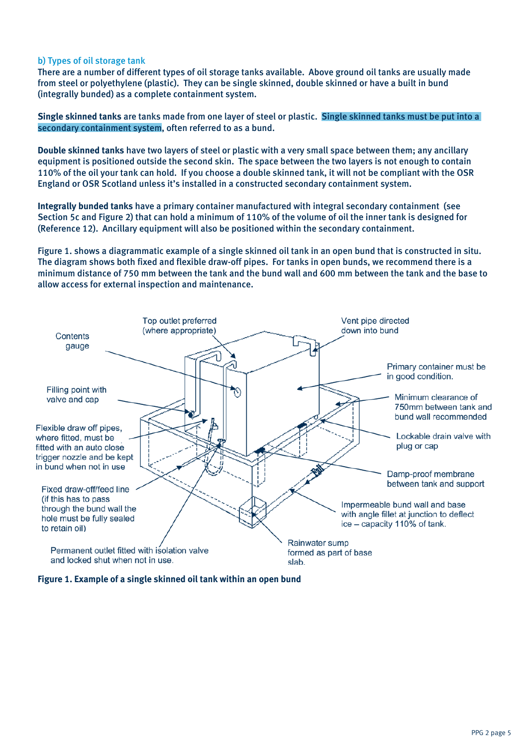### b) Types of oil storage tank

There are a number of different types of oil storage tanks available. Above ground oil tanks are usually made from steel or polyethylene (plastic). They can be single skinned, double skinned or have a built in bund (integrally bunded) as a complete containment system.

**Single skinned tanks** are tanks made from one layer of steel or plastic. Single skinned tanks must be put into a secondary containment system, often referred to as a bund.

**Double skinned tanks** have two layers of steel or plastic with a very small space between them; any ancillary equipment is positioned outside the second skin. The space between the two layers is not enough to contain 110% of the oil your tank can hold. If you choose a double skinned tank, it will not be compliant with the OSR England or OSR Scotland unless it's installed in a constructed secondary containment system.

**Integrally bunded tanks** have a primary container manufactured with integral secondary containment (see Section 5c and Figure 2) that can hold a minimum of 110% of the volume of oil the inner tank is designed for (Reference 12). Ancillary equipment will also be positioned within the secondary containment.

Figure 1. shows a diagrammatic example of a single skinned oil tank in an open bund that is constructed in situ. The diagram shows both fixed and flexible draw-off pipes. For tanks in open bunds, we recommend there is a minimum distance of 750 mm between the tank and the bund wall and 600 mm between the tank and the base to allow access for external inspection and maintenance.

Contents gauge

Top outlet preferred (where appropriate)

Vent pipe directed down into bund

Primary container must be in good condition.

Filling point with valve and cap

Minimum clearance of 750mm between tank and bund wall recommended

Flexible draw off pipes, where fitted, must be fitted with an auto close trigger nozzle and be kept in bund when not in use

Lockable drain valve with plug or cap

Damp-proof membrane between tank and support

Fixed draw-off/feed line (if this has to pass through the bund wall the hole must be fully sealed to retain oil)

Impermeable bund wall and base with angle fillet at junction to deflect ice – capacity 110% of tank.

Rainwater sump formed as part of base slab.

Permanent outlet fitted with isolation valve and locked shut when not in use.

Fall

**Figure 1. Example of a single skinned oil tank within an open bund**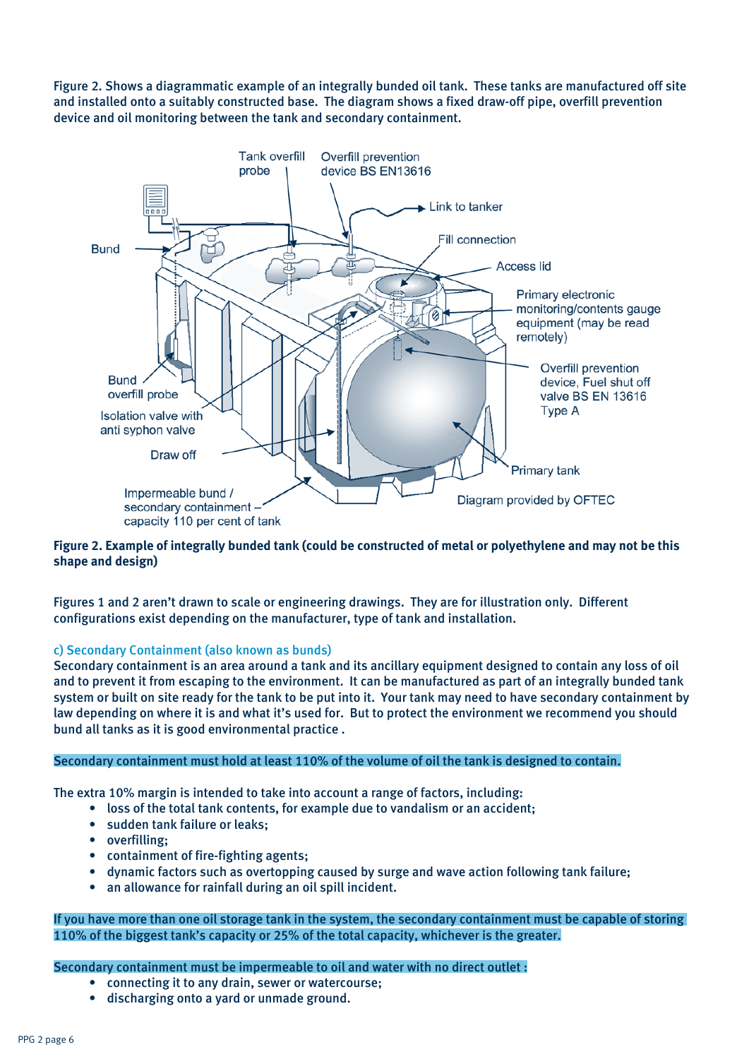Figure 2. Shows a diagrammatic example of an integrally bunded oil tank. These tanks are manufactured off site and installed onto a suitably constructed base. The diagram shows a fixed draw-off pipe, overfill prevention device and oil monitoring between the tank and secondary containment.

**Figure 2. Example of integrally bunded tank (could be constructed of metal or polyethylene and may not be this shape and design)**

Figures 1 and 2 aren't drawn to scale or engineering drawings. They are for illustration only. Different configurations exist depending on the manufacturer, type of tank and installation.

### c) Secondary Containment (also known as bunds)

Secondary containment is an area around a tank and its ancillary equipment designed to contain any loss of oil and to prevent it from escaping to the environment. It can be manufactured as part of an integrally bunded tank system or built on site ready for the tank to be put into it. Your tank may need to have secondary containment by law depending on where it is and what it's used for. But to protect the environment we recommend you should bund all tanks as it is good environmental practice .

Secondary containment must hold at least 110% of the volume of oil the tank is designed to contain.

The extra 10% margin is intended to take into account a range of factors, including:

- loss of the total tank contents, for example due to vandalism or an accident;
- sudden tank failure or leaks;
- overfilling;
- containment of fire-fighting agents;
- dynamic factors such as overtopping caused by surge and wave action following tank failure;
- an allowance for rainfall during an oil spill incident.

If you have more than one oil storage tank in the system, the secondary containment must be capable of storing 110% of the biggest tank's capacity or 25% of the total capacity, whichever is the greater.

Secondary containment must be impermeable to oil and water with no direct outlet :

- connecting it to any drain, sewer or watercourse;
- discharging onto a yard or unmade ground.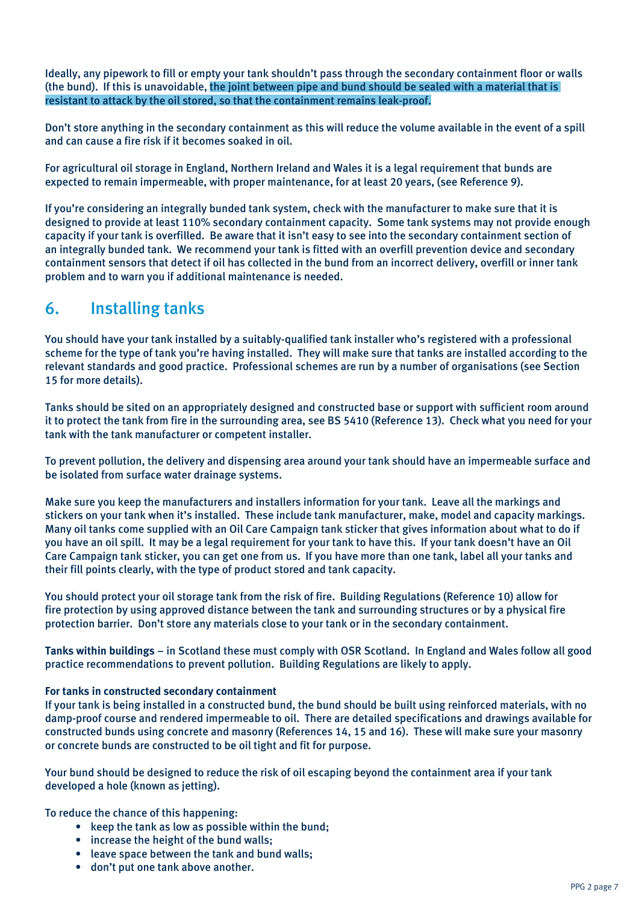Ideally, any pipework to fill or empty your tank shouldn't pass through the secondary containment floor or walls (the bund). If this is unavoidable, the joint between pipe and bund should be sealed with a material that is resistant to attack by the oil stored, so that the containment remains leak-proof.

Don't store anything in the secondary containment as this will reduce the volume available in the event of a spill and can cause a fire risk if it becomes soaked in oil.

For agricultural oil storage in England, Northern Ireland and Wales it is a legal requirement that bunds are expected to remain impermeable, with proper maintenance, for at least 20 years, (see Reference 9).

If you're considering an integrally bunded tank system, check with the manufacturer to make sure that it is designed to provide at least 110% secondary containment capacity. Some tank systems may not provide enough capacity if your tank is overfilled. Be aware that it isn't easy to see into the secondary containment section of an integrally bunded tank. We recommend your tank is fitted with an overfill prevention device and secondary containment sensors that detect if oil has collected in the bund from an incorrect delivery, overfill or inner tank problem and to warn you if additional maintenance is needed.

## 6. Installing tanks

You should have your tank installed by a suitably-qualified tank installer who's registered with a professional scheme for the type of tank you're having installed. They will make sure that tanks are installed according to the relevant standards and good practice. Professional schemes are run by a number of organisations (see Section 15 for more details).

Tanks should be sited on an appropriately designed and constructed base or support with sufficient room around it to protect the tank from fire in the surrounding area, see BS 5410 (Reference 13). Check what you need for your tank with the tank manufacturer or competent installer.

To prevent pollution, the delivery and dispensing area around your tank should have an impermeable surface and be isolated from surface water drainage systems.

Make sure you keep the manufacturers and installers information for your tank. Leave all the markings and stickers on your tank when it's installed. These include tank manufacturer, make, model and capacity markings. Many oil tanks come supplied with an Oil Care Campaign tank sticker that gives information about what to do if you have an oil spill. It may be a legal requirement for your tank to have this. If your tank doesn't have an Oil Care Campaign tank sticker, you can get one from us. If you have more than one tank, label all your tanks and their fill points clearly, with the type of product stored and tank capacity.

You should protect your oil storage tank from the risk of fire. Building Regulations (Reference 10) allow for fire protection by using approved distance between the tank and surrounding structures or by a physical fire protection barrier. Don't store any materials close to your tank or in the secondary containment.

**Tanks within buildings** – in Scotland these must comply with OSR Scotland. In England and Wales follow all good practice recommendations to prevent pollution. Building Regulations are likely to apply.

**For tanks in constructed secondary containment**
If your tank is being installed in a constructed bund, the bund should be built using reinforced materials, with no damp-proof course and rendered impermeable to oil. There are detailed specifications and drawings available for constructed bunds using concrete and masonry (References 14, 15 and 16). These will make sure your masonry or concrete bunds are constructed to be oil tight and fit for purpose.

Your bund should be designed to reduce the risk of oil escaping beyond the containment area if your tank developed a hole (known as jetting).

To reduce the chance of this happening:

- keep the tank as low as possible within the bund;
- increase the height of the bund walls;
- leave space between the tank and bund walls;
- don't put one tank above another.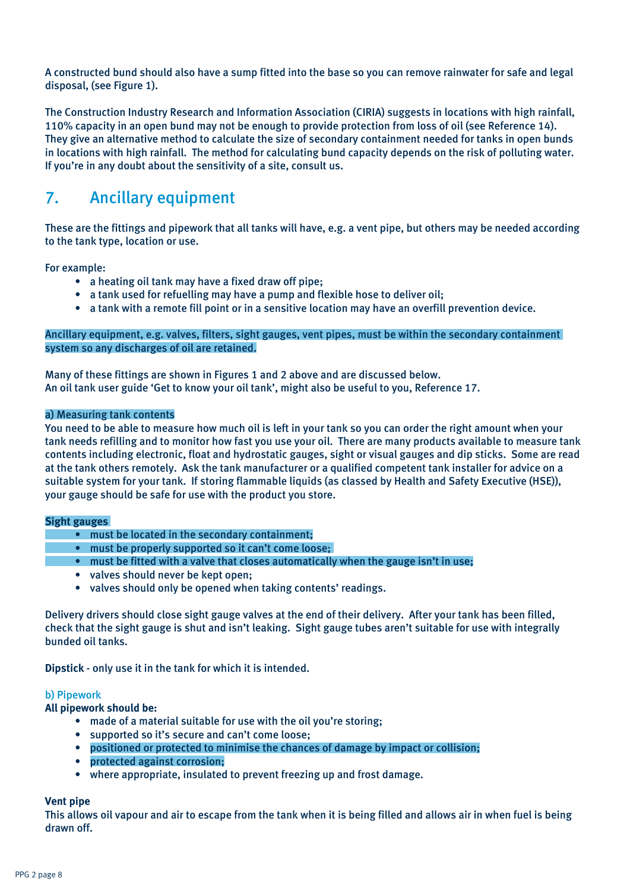A constructed bund should also have a sump fitted into the base so you can remove rainwater for safe and legal disposal, (see Figure 1).

The Construction Industry Research and Information Association (CIRIA) suggests in locations with high rainfall, 110% capacity in an open bund may not be enough to provide protection from loss of oil (see Reference 14). They give an alternative method to calculate the size of secondary containment needed for tanks in open bunds in locations with high rainfall. The method for calculating bund capacity depends on the risk of polluting water. If you're in any doubt about the sensitivity of a site, consult us.

## 7. Ancillary equipment

These are the fittings and pipework that all tanks will have, e.g. a vent pipe, but others may be needed according to the tank type, location or use.

For example:

- a heating oil tank may have a fixed draw off pipe;
- a tank used for refuelling may have a pump and flexible hose to deliver oil;
- a tank with a remote fill point or in a sensitive location may have an overfill prevention device.

Ancillary equipment, e.g. valves, filters, sight gauges, vent pipes, must be within the secondary containment system so any discharges of oil are retained.

Many of these fittings are shown in Figures 1 and 2 above and are discussed below.
An oil tank user guide 'Get to know your oil tank', might also be useful to you, Reference 17.

### a) Measuring tank contents

You need to be able to measure how much oil is left in your tank so you can order the right amount when your tank needs refilling and to monitor how fast you use your oil. There are many products available to measure tank contents including electronic, float and hydrostatic gauges, sight or visual gauges and dip sticks. Some are read at the tank others remotely. Ask the tank manufacturer or a qualified competent tank installer for advice on a suitable system for your tank. If storing flammable liquids (as classed by Health and Safety Executive (HSE)), your gauge should be safe for use with the product you store.

**Sight gauges**

- must be located in the secondary containment;
- must be properly supported so it can't come loose;
- must be fitted with a valve that closes automatically when the gauge isn't in use;
- valves should never be kept open;
- valves should only be opened when taking contents' readings.

Delivery drivers should close sight gauge valves at the end of their delivery. After your tank has been filled, check that the sight gauge is shut and isn't leaking. Sight gauge tubes aren't suitable for use with integrally bunded oil tanks.

**Dipstick** - only use it in the tank for which it is intended.

### b) Pipework

**All pipework should be:**

- made of a material suitable for use with the oil you're storing;
- supported so it's secure and can't come loose;
- positioned or protected to minimise the chances of damage by impact or collision;
- protected against corrosion;
- where appropriate, insulated to prevent freezing up and frost damage.

**Vent pipe**

This allows oil vapour and air to escape from the tank when it is being filled and allows air in when fuel is being drawn off.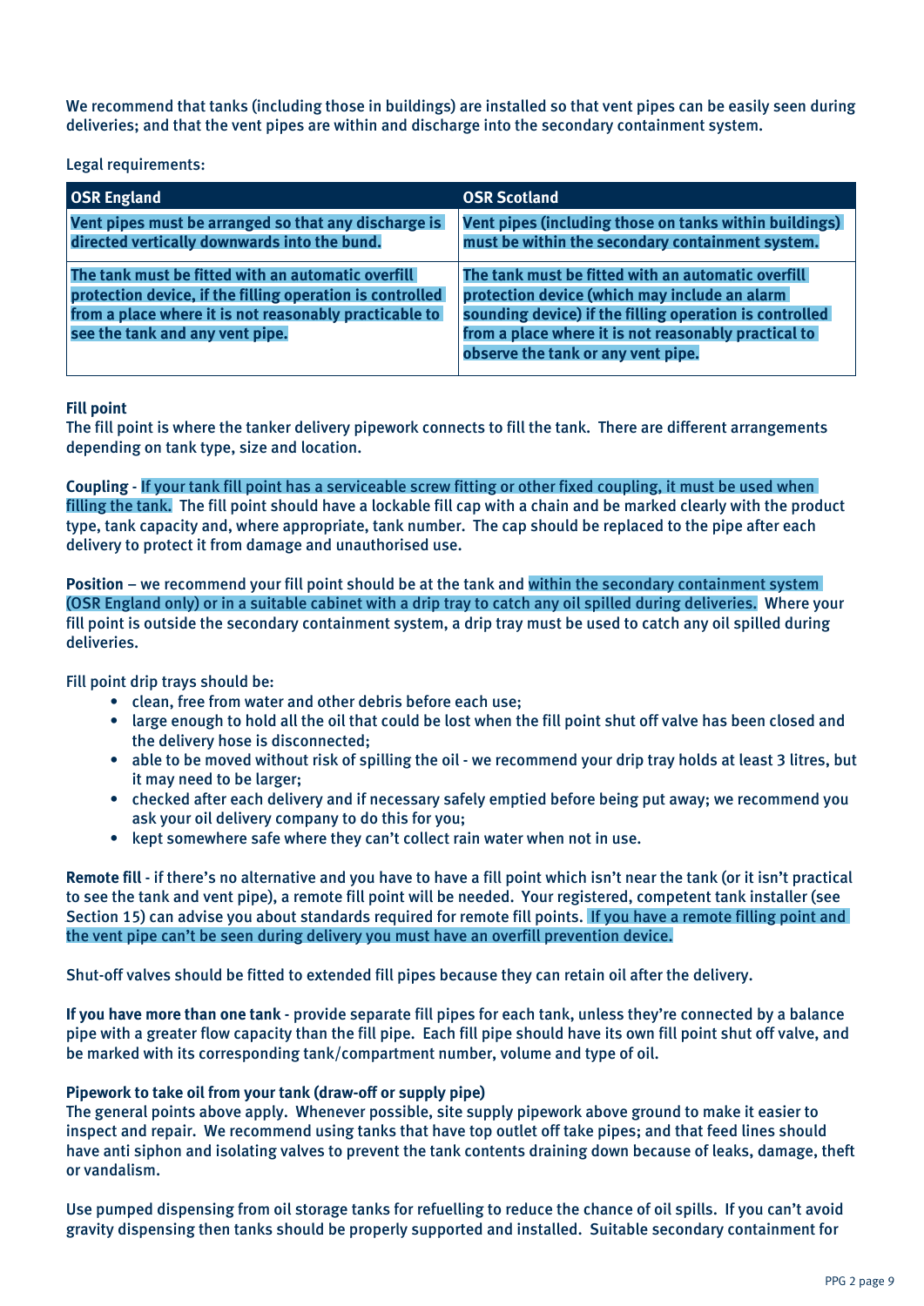We recommend that tanks (including those in buildings) are installed so that vent pipes can be easily seen during deliveries; and that the vent pipes are within and discharge into the secondary containment system.

Legal requirements:

| OSR England | OSR Scotland |
|---|---|
| **Vent pipes must be arranged so that any discharge is directed vertically downwards into the bund.** | **Vent pipes (including those on tanks within buildings) must be within the secondary containment system.** |
| **The tank must be fitted with an automatic overfill protection device, if the filling operation is controlled from a place where it is not reasonably practicable to see the tank and any vent pipe.** | **The tank must be fitted with an automatic overfill protection device (which may include an alarm sounding device) if the filling operation is controlled from a place where it is not reasonably practical to observe the tank or any vent pipe.** |

**Fill point**

The fill point is where the tanker delivery pipework connects to fill the tank. There are different arrangements depending on tank type, size and location.

**Coupling** - If your tank fill point has a serviceable screw fitting or other fixed coupling, it must be used when filling the tank. The fill point should have a lockable fill cap with a chain and be marked clearly with the product type, tank capacity and, where appropriate, tank number. The cap should be replaced to the pipe after each delivery to protect it from damage and unauthorised use.

**Position** – we recommend your fill point should be at the tank and within the secondary containment system (OSR England only) or in a suitable cabinet with a drip tray to catch any oil spilled during deliveries. Where your fill point is outside the secondary containment system, a drip tray must be used to catch any oil spilled during deliveries.

Fill point drip trays should be:

- clean, free from water and other debris before each use;
- large enough to hold all the oil that could be lost when the fill point shut off valve has been closed and the delivery hose is disconnected;
- able to be moved without risk of spilling the oil - we recommend your drip tray holds at least 3 litres, but it may need to be larger;
- checked after each delivery and if necessary safely emptied before being put away; we recommend you ask your oil delivery company to do this for you;
- kept somewhere safe where they can't collect rain water when not in use.

**Remote fill** - if there's no alternative and you have to have a fill point which isn't near the tank (or it isn't practical to see the tank and vent pipe), a remote fill point will be needed. Your registered, competent tank installer (see Section 15) can advise you about standards required for remote fill points. If you have a remote filling point and the vent pipe can't be seen during delivery you must have an overfill prevention device.

Shut-off valves should be fitted to extended fill pipes because they can retain oil after the delivery.

**If you have more than one tank** - provide separate fill pipes for each tank, unless they're connected by a balance pipe with a greater flow capacity than the fill pipe. Each fill pipe should have its own fill point shut off valve, and be marked with its corresponding tank/compartment number, volume and type of oil.

**Pipework to take oil from your tank (draw-off or supply pipe)**

The general points above apply. Whenever possible, site supply pipework above ground to make it easier to inspect and repair. We recommend using tanks that have top outlet off take pipes; and that feed lines should have anti siphon and isolating valves to prevent the tank contents draining down because of leaks, damage, theft or vandalism.

Use pumped dispensing from oil storage tanks for refuelling to reduce the chance of oil spills. If you can't avoid gravity dispensing then tanks should be properly supported and installed. Suitable secondary containment for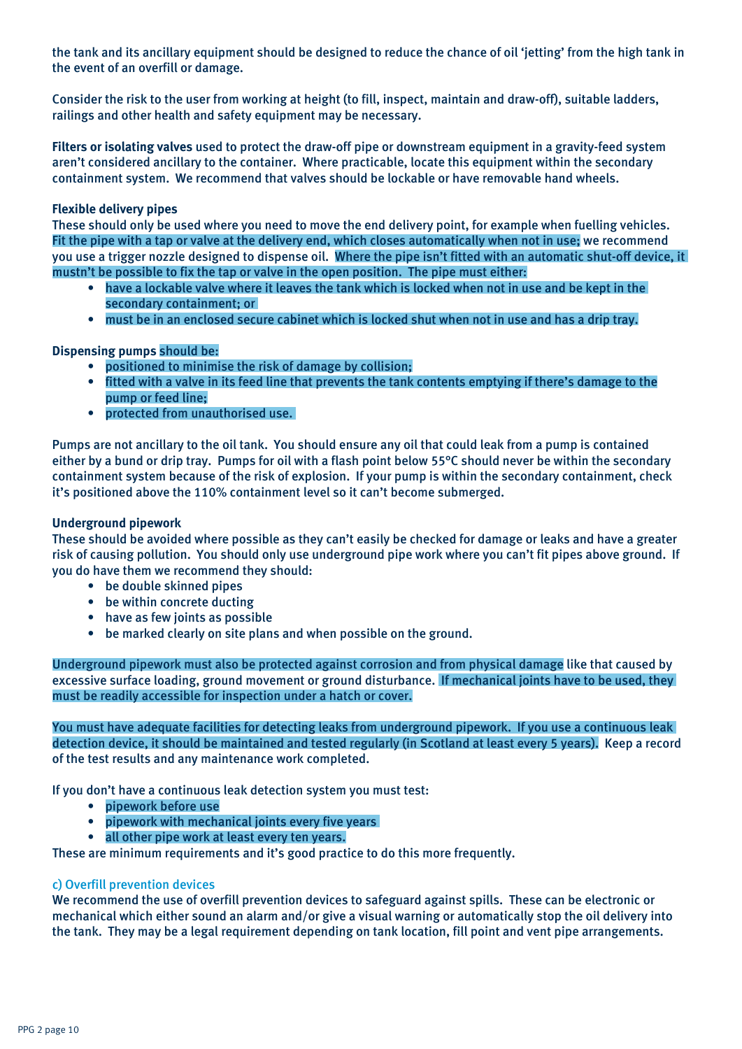the tank and its ancillary equipment should be designed to reduce the chance of oil 'jetting' from the high tank in the event of an overfill or damage.

Consider the risk to the user from working at height (to fill, inspect, maintain and draw-off), suitable ladders, railings and other health and safety equipment may be necessary.

**Filters or isolating valves** used to protect the draw-off pipe or downstream equipment in a gravity-feed system aren't considered ancillary to the container. Where practicable, locate this equipment within the secondary containment system. We recommend that valves should be lockable or have removable hand wheels.

**Flexible delivery pipes**
These should only be used where you need to move the end delivery point, for example when fuelling vehicles. Fit the pipe with a tap or valve at the delivery end, which closes automatically when not in use; we recommend you use a trigger nozzle designed to dispense oil. Where the pipe isn't fitted with an automatic shut-off device, it mustn't be possible to fix the tap or valve in the open position. The pipe must either:

- have a lockable valve where it leaves the tank which is locked when not in use and be kept in the secondary containment; or
- must be in an enclosed secure cabinet which is locked shut when not in use and has a drip tray.

**Dispensing pumps** should be:

- positioned to minimise the risk of damage by collision;
- fitted with a valve in its feed line that prevents the tank contents emptying if there's damage to the pump or feed line;
- protected from unauthorised use.

Pumps are not ancillary to the oil tank. You should ensure any oil that could leak from a pump is contained either by a bund or drip tray. Pumps for oil with a flash point below 55ºC should never be within the secondary containment system because of the risk of explosion. If your pump is within the secondary containment, check it's positioned above the 110% containment level so it can't become submerged.

**Underground pipework**
These should be avoided where possible as they can't easily be checked for damage or leaks and have a greater risk of causing pollution. You should only use underground pipe work where you can't fit pipes above ground. If you do have them we recommend they should:

- be double skinned pipes
- be within concrete ducting
- have as few joints as possible
- be marked clearly on site plans and when possible on the ground.

Underground pipework must also be protected against corrosion and from physical damage like that caused by excessive surface loading, ground movement or ground disturbance. If mechanical joints have to be used, they must be readily accessible for inspection under a hatch or cover.

You must have adequate facilities for detecting leaks from underground pipework. If you use a continuous leak detection device, it should be maintained and tested regularly (in Scotland at least every 5 years). Keep a record of the test results and any maintenance work completed.

If you don't have a continuous leak detection system you must test:

- pipework before use
- pipework with mechanical joints every five years
- all other pipe work at least every ten years.

These are minimum requirements and it's good practice to do this more frequently.

### c) Overfill prevention devices

We recommend the use of overfill prevention devices to safeguard against spills. These can be electronic or mechanical which either sound an alarm and/or give a visual warning or automatically stop the oil delivery into the tank. They may be a legal requirement depending on tank location, fill point and vent pipe arrangements.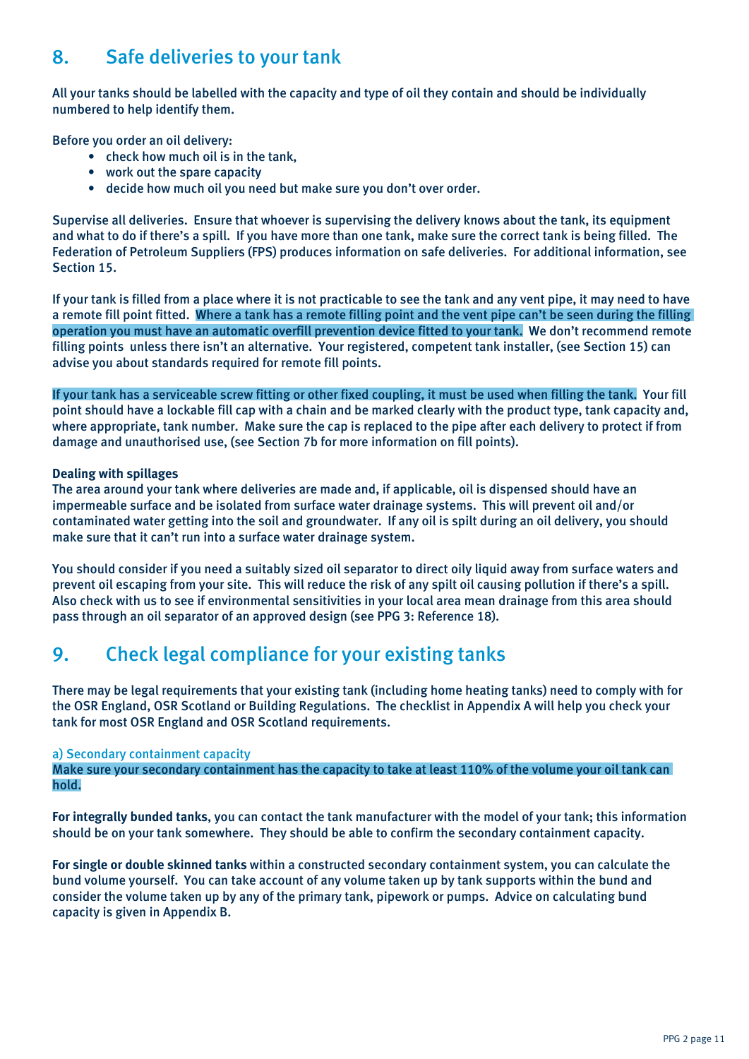## 8. Safe deliveries to your tank

All your tanks should be labelled with the capacity and type of oil they contain and should be individually numbered to help identify them.

Before you order an oil delivery:

- check how much oil is in the tank,
- work out the spare capacity
- decide how much oil you need but make sure you don't over order.

Supervise all deliveries. Ensure that whoever is supervising the delivery knows about the tank, its equipment and what to do if there's a spill. If you have more than one tank, make sure the correct tank is being filled. The Federation of Petroleum Suppliers (FPS) produces information on safe deliveries. For additional information, see Section 15.

If your tank is filled from a place where it is not practicable to see the tank and any vent pipe, it may need to have a remote fill point fitted. Where a tank has a remote filling point and the vent pipe can't be seen during the filling operation you must have an automatic overfill prevention device fitted to your tank. We don't recommend remote filling points unless there isn't an alternative. Your registered, competent tank installer, (see Section 15) can advise you about standards required for remote fill points.

If your tank has a serviceable screw fitting or other fixed coupling, it must be used when filling the tank. Your fill point should have a lockable fill cap with a chain and be marked clearly with the product type, tank capacity and, where appropriate, tank number. Make sure the cap is replaced to the pipe after each delivery to protect if from damage and unauthorised use, (see Section 7b for more information on fill points).

**Dealing with spillages**

The area around your tank where deliveries are made and, if applicable, oil is dispensed should have an impermeable surface and be isolated from surface water drainage systems. This will prevent oil and/or contaminated water getting into the soil and groundwater. If any oil is spilt during an oil delivery, you should make sure that it can't run into a surface water drainage system.

You should consider if you need a suitably sized oil separator to direct oily liquid away from surface waters and prevent oil escaping from your site. This will reduce the risk of any spilt oil causing pollution if there's a spill. Also check with us to see if environmental sensitivities in your local area mean drainage from this area should pass through an oil separator of an approved design (see PPG 3: Reference 18).

## 9. Check legal compliance for your existing tanks

There may be legal requirements that your existing tank (including home heating tanks) need to comply with for the OSR England, OSR Scotland or Building Regulations. The checklist in Appendix A will help you check your tank for most OSR England and OSR Scotland requirements.

### a) Secondary containment capacity

Make sure your secondary containment has the capacity to take at least 110% of the volume your oil tank can hold.

**For integrally bunded tanks,** you can contact the tank manufacturer with the model of your tank; this information should be on your tank somewhere. They should be able to confirm the secondary containment capacity.

**For single or double skinned tanks** within a constructed secondary containment system, you can calculate the bund volume yourself. You can take account of any volume taken up by tank supports within the bund and consider the volume taken up by any of the primary tank, pipework or pumps. Advice on calculating bund capacity is given in Appendix B.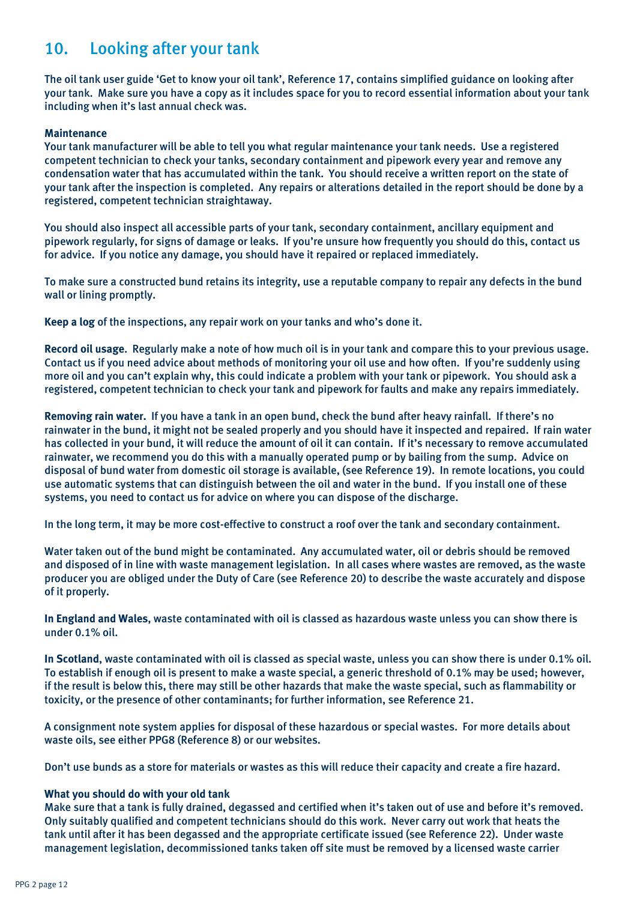## 10. Looking after your tank

The oil tank user guide 'Get to know your oil tank', Reference 17, contains simplified guidance on looking after your tank. Make sure you have a copy as it includes space for you to record essential information about your tank including when it's last annual check was.

**Maintenance**
Your tank manufacturer will be able to tell you what regular maintenance your tank needs. Use a registered competent technician to check your tanks, secondary containment and pipework every year and remove any condensation water that has accumulated within the tank. You should receive a written report on the state of your tank after the inspection is completed. Any repairs or alterations detailed in the report should be done by a registered, competent technician straightaway.

You should also inspect all accessible parts of your tank, secondary containment, ancillary equipment and pipework regularly, for signs of damage or leaks. If you're unsure how frequently you should do this, contact us for advice. If you notice any damage, you should have it repaired or replaced immediately.

To make sure a constructed bund retains its integrity, use a reputable company to repair any defects in the bund wall or lining promptly.

**Keep a log** of the inspections, any repair work on your tanks and who's done it.

**Record oil usage**. Regularly make a note of how much oil is in your tank and compare this to your previous usage. Contact us if you need advice about methods of monitoring your oil use and how often. If you're suddenly using more oil and you can't explain why, this could indicate a problem with your tank or pipework. You should ask a registered, competent technician to check your tank and pipework for faults and make any repairs immediately.

**Removing rain water.** If you have a tank in an open bund, check the bund after heavy rainfall. If there's no rainwater in the bund, it might not be sealed properly and you should have it inspected and repaired. If rain water has collected in your bund, it will reduce the amount of oil it can contain. If it's necessary to remove accumulated rainwater, we recommend you do this with a manually operated pump or by bailing from the sump. Advice on disposal of bund water from domestic oil storage is available, (see Reference 19). In remote locations, you could use automatic systems that can distinguish between the oil and water in the bund. If you install one of these systems, you need to contact us for advice on where you can dispose of the discharge.

In the long term, it may be more cost-effective to construct a roof over the tank and secondary containment.

Water taken out of the bund might be contaminated. Any accumulated water, oil or debris should be removed and disposed of in line with waste management legislation. In all cases where wastes are removed, as the waste producer you are obliged under the Duty of Care (see Reference 20) to describe the waste accurately and dispose of it properly.

**In England and Wales**, waste contaminated with oil is classed as hazardous waste unless you can show there is under 0.1% oil.

**In Scotland**, waste contaminated with oil is classed as special waste, unless you can show there is under 0.1% oil. To establish if enough oil is present to make a waste special, a generic threshold of 0.1% may be used; however, if the result is below this, there may still be other hazards that make the waste special, such as flammability or toxicity, or the presence of other contaminants; for further information, see Reference 21.

A consignment note system applies for disposal of these hazardous or special wastes. For more details about waste oils, see either PPG8 (Reference 8) or our websites.

Don't use bunds as a store for materials or wastes as this will reduce their capacity and create a fire hazard.

**What you should do with your old tank**
Make sure that a tank is fully drained, degassed and certified when it's taken out of use and before it's removed. Only suitably qualified and competent technicians should do this work. Never carry out work that heats the tank until after it has been degassed and the appropriate certificate issued (see Reference 22). Under waste management legislation, decommissioned tanks taken off site must be removed by a licensed waste carrier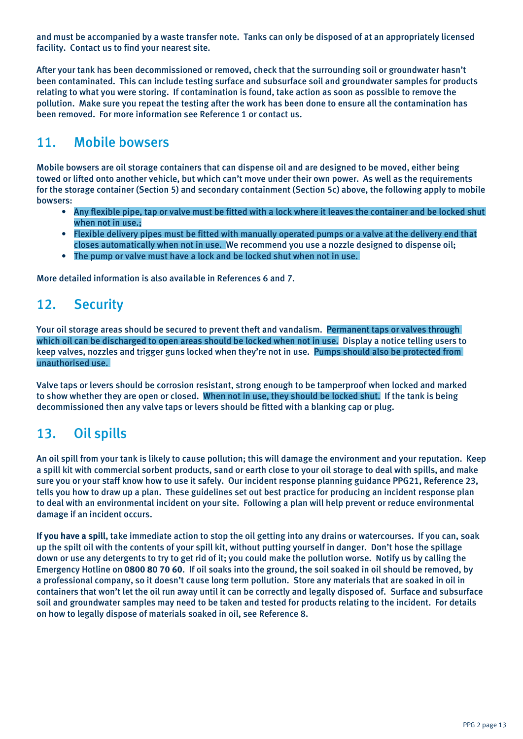and must be accompanied by a waste transfer note. Tanks can only be disposed of at an appropriately licensed facility. Contact us to find your nearest site.

After your tank has been decommissioned or removed, check that the surrounding soil or groundwater hasn't been contaminated. This can include testing surface and subsurface soil and groundwater samples for products relating to what you were storing. If contamination is found, take action as soon as possible to remove the pollution. Make sure you repeat the testing after the work has been done to ensure all the contamination has been removed. For more information see Reference 1 or contact us.

## 11. Mobile bowsers

Mobile bowsers are oil storage containers that can dispense oil and are designed to be moved, either being towed or lifted onto another vehicle, but which can't move under their own power. As well as the requirements for the storage container (Section 5) and secondary containment (Section 5c) above, the following apply to mobile bowsers:

- Any flexible pipe, tap or valve must be fitted with a lock where it leaves the container and be locked shut when not in use.;
- Flexible delivery pipes must be fitted with manually operated pumps or a valve at the delivery end that closes automatically when not in use. We recommend you use a nozzle designed to dispense oil;
- The pump or valve must have a lock and be locked shut when not in use.

More detailed information is also available in References 6 and 7.

## 12. Security

Your oil storage areas should be secured to prevent theft and vandalism. Permanent taps or valves through which oil can be discharged to open areas should be locked when not in use. Display a notice telling users to keep valves, nozzles and trigger guns locked when they're not in use. Pumps should also be protected from unauthorised use.

Valve taps or levers should be corrosion resistant, strong enough to be tamperproof when locked and marked to show whether they are open or closed. When not in use, they should be locked shut. If the tank is being decommissioned then any valve taps or levers should be fitted with a blanking cap or plug.

## 13. Oil spills

An oil spill from your tank is likely to cause pollution; this will damage the environment and your reputation. Keep a spill kit with commercial sorbent products, sand or earth close to your oil storage to deal with spills, and make sure you or your staff know how to use it safely. Our incident response planning guidance PPG21, Reference 23, tells you how to draw up a plan. These guidelines set out best practice for producing an incident response plan to deal with an environmental incident on your site. Following a plan will help prevent or reduce environmental damage if an incident occurs.

**If you have a spill**, take immediate action to stop the oil getting into any drains or watercourses. If you can, soak up the spilt oil with the contents of your spill kit, without putting yourself in danger. Don't hose the spillage down or use any detergents to try to get rid of it; you could make the pollution worse. Notify us by calling the Emergency Hotline on **0800 80 70 60**. If oil soaks into the ground, the soil soaked in oil should be removed, by a professional company, so it doesn't cause long term pollution. Store any materials that are soaked in oil in containers that won't let the oil run away until it can be correctly and legally disposed of. Surface and subsurface soil and groundwater samples may need to be taken and tested for products relating to the incident. For details on how to legally dispose of materials soaked in oil, see Reference 8.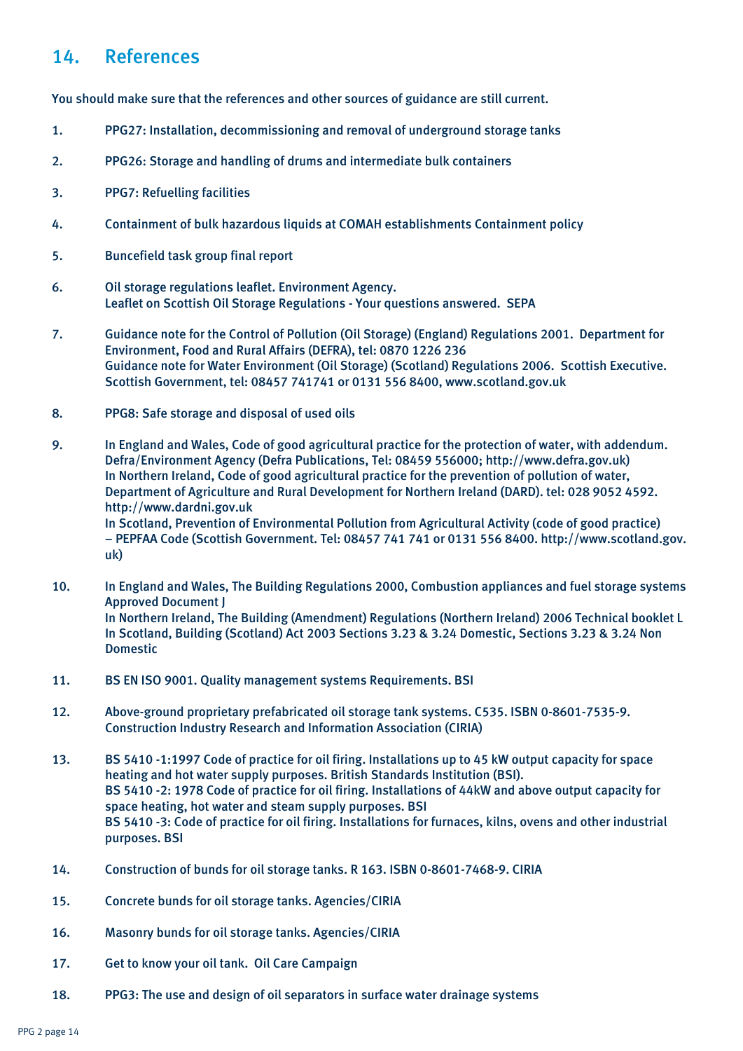## 14. References

You should make sure that the references and other sources of guidance are still current.

1. PPG27: Installation, decommissioning and removal of underground storage tanks

2. PPG26: Storage and handling of drums and intermediate bulk containers

3. PPG7: Refuelling facilities

4. Containment of bulk hazardous liquids at COMAH establishments Containment policy

5. Buncefield task group final report

6. Oil storage regulations leaflet. Environment Agency.
   Leaflet on Scottish Oil Storage Regulations - Your questions answered. SEPA

7. Guidance note for the Control of Pollution (Oil Storage) (England) Regulations 2001. Department for Environment, Food and Rural Affairs (DEFRA), tel: 0870 1226 236
   Guidance note for Water Environment (Oil Storage) (Scotland) Regulations 2006. Scottish Executive. Scottish Government, tel: 08457 741741 or 0131 556 8400, www.scotland.gov.uk

8. PPG8: Safe storage and disposal of used oils

9. In England and Wales, Code of good agricultural practice for the protection of water, with addendum. Defra/Environment Agency (Defra Publications, Tel: 08459 556000; http://www.defra.gov.uk)
   In Northern Ireland, Code of good agricultural practice for the prevention of pollution of water, Department of Agriculture and Rural Development for Northern Ireland (DARD). tel: 028 9052 4592. http://www.dardni.gov.uk
   In Scotland, Prevention of Environmental Pollution from Agricultural Activity (code of good practice) – PEPFAA Code (Scottish Government. Tel: 08457 741 741 or 0131 556 8400. http://www.scotland.gov.uk)

10. In England and Wales, The Building Regulations 2000, Combustion appliances and fuel storage systems Approved Document J
    In Northern Ireland, The Building (Amendment) Regulations (Northern Ireland) 2006 Technical booklet L
    In Scotland, Building (Scotland) Act 2003 Sections 3.23 & 3.24 Domestic, Sections 3.23 & 3.24 Non Domestic

11. BS EN ISO 9001. Quality management systems Requirements. BSI

12. Above-ground proprietary prefabricated oil storage tank systems. C535. ISBN 0-8601-7535-9. Construction Industry Research and Information Association (CIRIA)

13. BS 5410 -1:1997 Code of practice for oil firing. Installations up to 45 kW output capacity for space heating and hot water supply purposes. British Standards Institution (BSI).
    BS 5410 -2: 1978 Code of practice for oil firing. Installations of 44kW and above output capacity for space heating, hot water and steam supply purposes. BSI
    BS 5410 -3: Code of practice for oil firing. Installations for furnaces, kilns, ovens and other industrial purposes. BSI

14. Construction of bunds for oil storage tanks. R 163. ISBN 0-8601-7468-9. CIRIA

15. Concrete bunds for oil storage tanks. Agencies/CIRIA

16. Masonry bunds for oil storage tanks. Agencies/CIRIA

17. Get to know your oil tank. Oil Care Campaign

18. PPG3: The use and design of oil separators in surface water drainage systems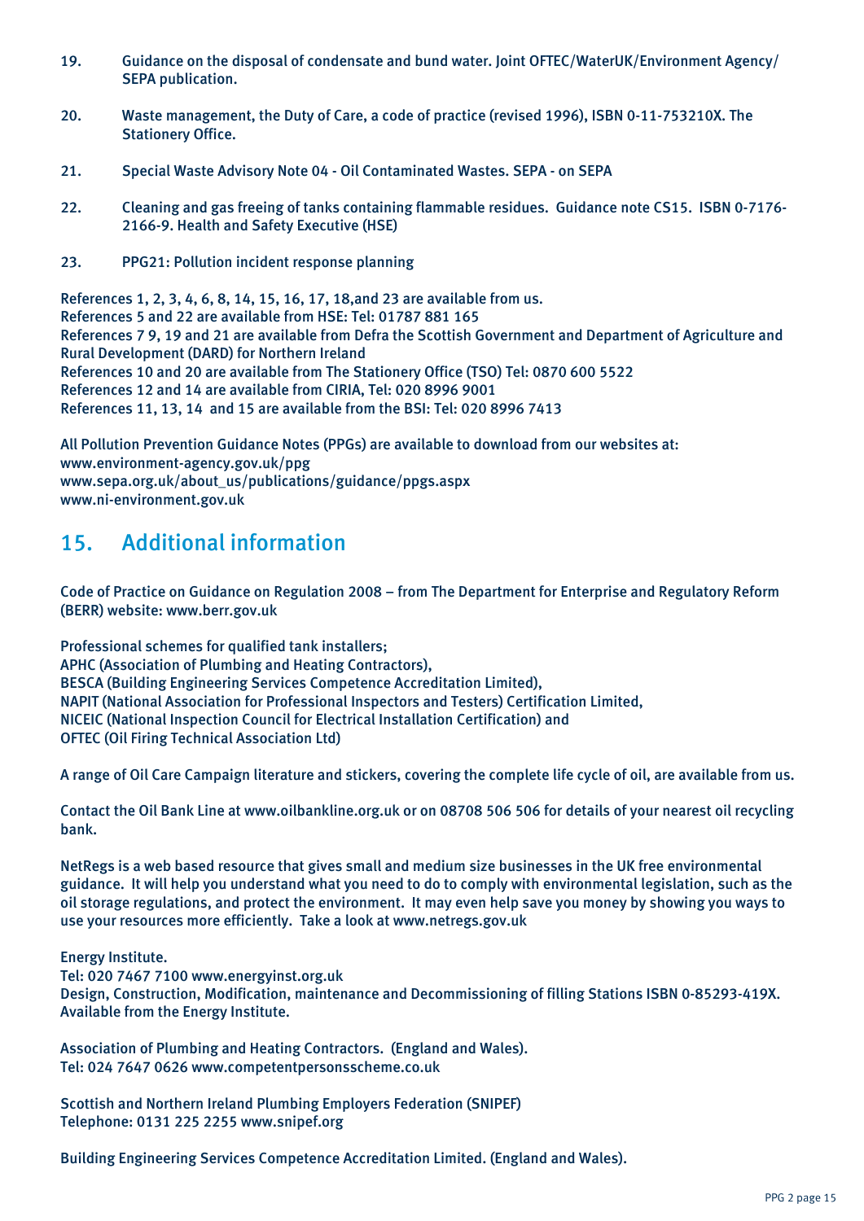19. Guidance on the disposal of condensate and bund water. Joint OFTEC/WaterUK/Environment Agency/ SEPA publication.

20. Waste management, the Duty of Care, a code of practice (revised 1996), ISBN 0-11-753210X. The Stationery Office.

21. Special Waste Advisory Note 04 - Oil Contaminated Wastes. SEPA - on SEPA

22. Cleaning and gas freeing of tanks containing flammable residues. Guidance note CS15. ISBN 0-7176-2166-9. Health and Safety Executive (HSE)

23. PPG21: Pollution incident response planning

References 1, 2, 3, 4, 6, 8, 14, 15, 16, 17, 18,and 23 are available from us.
References 5 and 22 are available from HSE: Tel: 01787 881 165
References 7 9, 19 and 21 are available from Defra the Scottish Government and Department of Agriculture and Rural Development (DARD) for Northern Ireland
References 10 and 20 are available from The Stationery Office (TSO) Tel: 0870 600 5522
References 12 and 14 are available from CIRIA, Tel: 020 8996 9001
References 11, 13, 14 and 15 are available from the BSI: Tel: 020 8996 7413

All Pollution Prevention Guidance Notes (PPGs) are available to download from our websites at:
www.environment-agency.gov.uk/ppg
www.sepa.org.uk/about_us/publications/guidance/ppgs.aspx
www.ni-environment.gov.uk

## 15. Additional information

Code of Practice on Guidance on Regulation 2008 – from The Department for Enterprise and Regulatory Reform (BERR) website: www.berr.gov.uk

Professional schemes for qualified tank installers;
APHC (Association of Plumbing and Heating Contractors),
BESCA (Building Engineering Services Competence Accreditation Limited),
NAPIT (National Association for Professional Inspectors and Testers) Certification Limited,
NICEIC (National Inspection Council for Electrical Installation Certification) and
OFTEC (Oil Firing Technical Association Ltd)

A range of Oil Care Campaign literature and stickers, covering the complete life cycle of oil, are available from us.

Contact the Oil Bank Line at www.oilbankline.org.uk or on 08708 506 506 for details of your nearest oil recycling bank.

NetRegs is a web based resource that gives small and medium size businesses in the UK free environmental guidance. It will help you understand what you need to do to comply with environmental legislation, such as the oil storage regulations, and protect the environment. It may even help save you money by showing you ways to use your resources more efficiently. Take a look at www.netregs.gov.uk

Energy Institute.
Tel: 020 7467 7100 www.energyinst.org.uk
Design, Construction, Modification, maintenance and Decommissioning of filling Stations ISBN 0-85293-419X. Available from the Energy Institute.

Association of Plumbing and Heating Contractors. (England and Wales).
Tel: 024 7647 0626 www.competentpersonsscheme.co.uk

Scottish and Northern Ireland Plumbing Employers Federation (SNIPEF)
Telephone: 0131 225 2255 www.snipef.org

Building Engineering Services Competence Accreditation Limited. (England and Wales).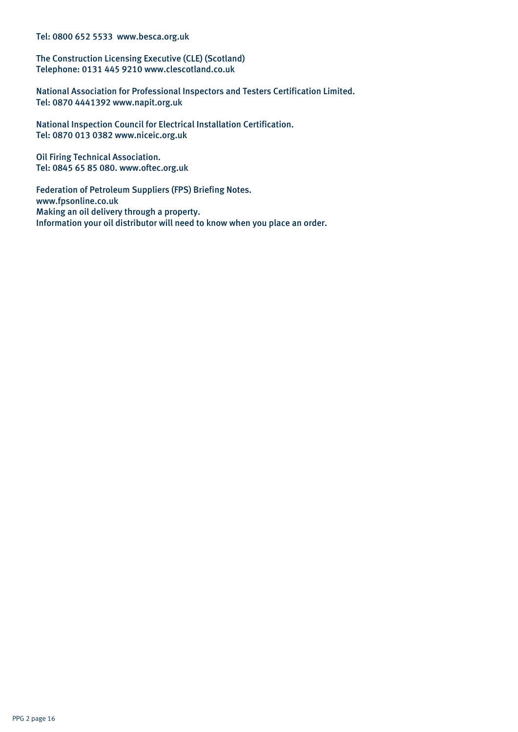Tel: 0800 652 5533 www.besca.org.uk

The Construction Licensing Executive (CLE) (Scotland)
Telephone: 0131 445 9210 www.clescotland.co.uk

National Association for Professional Inspectors and Testers Certification Limited.
Tel: 0870 4441392 www.napit.org.uk

National Inspection Council for Electrical Installation Certification.
Tel: 0870 013 0382 www.niceic.org.uk

Oil Firing Technical Association.
Tel: 0845 65 85 080. www.oftec.org.uk

Federation of Petroleum Suppliers (FPS) Briefing Notes.
www.fpsonline.co.uk
Making an oil delivery through a property.
Information your oil distributor will need to know when you place an order.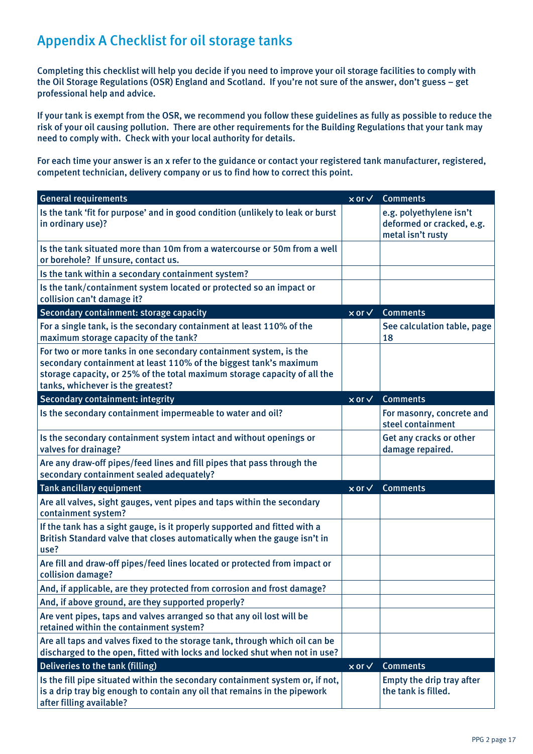# Appendix A Checklist for oil storage tanks

Completing this checklist will help you decide if you need to improve your oil storage facilities to comply with the Oil Storage Regulations (OSR) England and Scotland. If you're not sure of the answer, don't guess – get professional help and advice.

If your tank is exempt from the OSR, we recommend you follow these guidelines as fully as possible to reduce the risk of your oil causing pollution. There are other requirements for the Building Regulations that your tank may need to comply with. Check with your local authority for details.

For each time your answer is an x refer to the guidance or contact your registered tank manufacturer, registered, competent technician, delivery company or us to find how to correct this point.

| General requirements | × or ✓ | Comments |
|---|---|---|
| Is the tank 'fit for purpose' and in good condition (unlikely to leak or burst in ordinary use)? | | e.g. polyethylene isn't deformed or cracked, e.g. metal isn't rusty |
| Is the tank situated more than 10m from a watercourse or 50m from a well or borehole? If unsure, contact us. | | |
| Is the tank within a secondary containment system? | | |
| Is the tank/containment system located or protected so an impact or collision can't damage it? | | |
| **Secondary containment: storage capacity** | **× or ✓** | **Comments** |
| For a single tank, is the secondary containment at least 110% of the maximum storage capacity of the tank? | | See calculation table, page 18 |
| For two or more tanks in one secondary containment system, is the secondary containment at least 110% of the biggest tank's maximum storage capacity, or 25% of the total maximum storage capacity of all the tanks, whichever is the greatest? | | |
| **Secondary containment: integrity** | **× or ✓** | **Comments** |
| Is the secondary containment impermeable to water and oil? | | For masonry, concrete and steel containment |
| Is the secondary containment system intact and without openings or valves for drainage? | | Get any cracks or other damage repaired. |
| Are any draw-off pipes/feed lines and fill pipes that pass through the secondary containment sealed adequately? | | |
| **Tank ancillary equipment** | **× or ✓** | **Comments** |
| Are all valves, sight gauges, vent pipes and taps within the secondary containment system? | | |
| If the tank has a sight gauge, is it properly supported and fitted with a British Standard valve that closes automatically when the gauge isn't in use? | | |
| Are fill and draw-off pipes/feed lines located or protected from impact or collision damage? | | |
| And, if applicable, are they protected from corrosion and frost damage? | | |
| And, if above ground, are they supported properly? | | |
| Are vent pipes, taps and valves arranged so that any oil lost will be retained within the containment system? | | |
| Are all taps and valves fixed to the storage tank, through which oil can be discharged to the open, fitted with locks and locked shut when not in use? | | |
| **Deliveries to the tank (filling)** | **× or ✓** | **Comments** |
| Is the fill pipe situated within the secondary containment system or, if not, is a drip tray big enough to contain any oil that remains in the pipework after filling available? | | Empty the drip tray after the tank is filled. |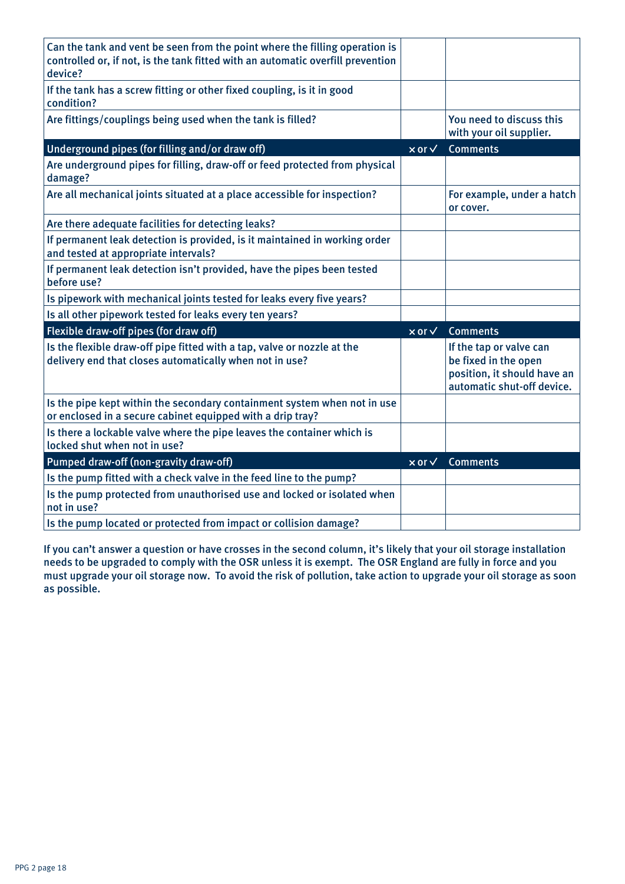| | | |
|---|---|---|
| Can the tank and vent be seen from the point where the filling operation is controlled or, if not, is the tank fitted with an automatic overfill prevention device? | | |
| If the tank has a screw fitting or other fixed coupling, is it in good condition? | | |
| Are fittings/couplings being used when the tank is filled? | | You need to discuss this with your oil supplier. |
| **Underground pipes (for filling and/or draw off)** | **× or ✓** | **Comments** |
| Are underground pipes for filling, draw-off or feed protected from physical damage? | | |
| Are all mechanical joints situated at a place accessible for inspection? | | For example, under a hatch or cover. |
| Are there adequate facilities for detecting leaks? | | |
| If permanent leak detection is provided, is it maintained in working order and tested at appropriate intervals? | | |
| If permanent leak detection isn't provided, have the pipes been tested before use? | | |
| Is pipework with mechanical joints tested for leaks every five years? | | |
| Is all other pipework tested for leaks every ten years? | | |
| **Flexible draw-off pipes (for draw off)** | **× or ✓** | **Comments** |
| Is the flexible draw-off pipe fitted with a tap, valve or nozzle at the delivery end that closes automatically when not in use? | | If the tap or valve can be fixed in the open position, it should have an automatic shut-off device. |
| Is the pipe kept within the secondary containment system when not in use or enclosed in a secure cabinet equipped with a drip tray? | | |
| Is there a lockable valve where the pipe leaves the container which is locked shut when not in use? | | |
| **Pumped draw-off (non-gravity draw-off)** | **× or ✓** | **Comments** |
| Is the pump fitted with a check valve in the feed line to the pump? | | |
| Is the pump protected from unauthorised use and locked or isolated when not in use? | | |
| Is the pump located or protected from impact or collision damage? | | |

**If you can't answer a question or have crosses in the second column, it's likely that your oil storage installation needs to be upgraded to comply with the OSR unless it is exempt. The OSR England are fully in force and you must upgrade your oil storage now. To avoid the risk of pollution, take action to upgrade your oil storage as soon as possible.**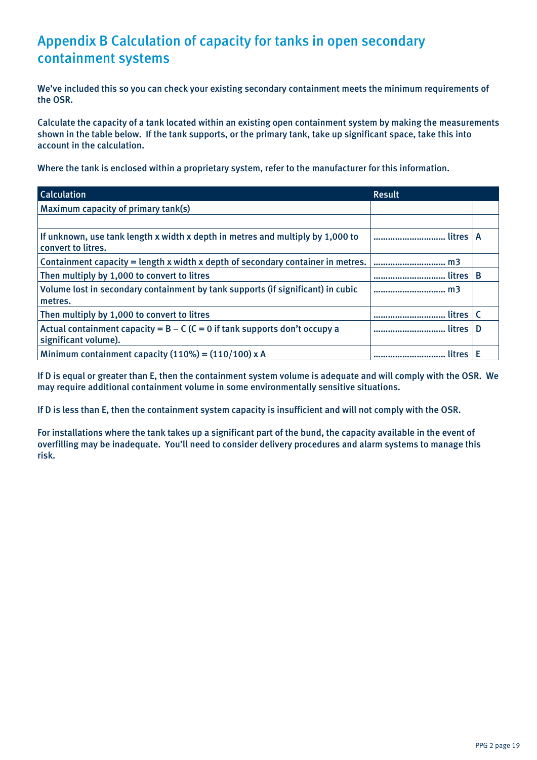# Appendix B Calculation of capacity for tanks in open secondary containment systems

We've included this so you can check your existing secondary containment meets the minimum requirements of the OSR.

Calculate the capacity of a tank located within an existing open containment system by making the measurements shown in the table below. If the tank supports, or the primary tank, take up significant space, take this into account in the calculation.

Where the tank is enclosed within a proprietary system, refer to the manufacturer for this information.

| Calculation | Result | |
|---|---|---|
| Maximum capacity of primary tank(s) | | |
| | | |
| If unknown, use tank length x width x depth in metres and multiply by 1,000 to convert to litres. | ………………………… litres | A |
| Containment capacity = length x width x depth of secondary container in metres. | ………………………… m3 | |
| Then multiply by 1,000 to convert to litres | ………………………… litres | B |
| Volume lost in secondary containment by tank supports (if significant) in cubic metres. | ………………………… m3 | |
| Then multiply by 1,000 to convert to litres | ………………………… litres | C |
| Actual containment capacity = B – C (C = 0 if tank supports don't occupy a significant volume). | ………………………… litres | D |
| Minimum containment capacity (110%) = (110/100) x A | ………………………… litres | E |

If D is equal or greater than E, then the containment system volume is adequate and will comply with the OSR. We may require additional containment volume in some environmentally sensitive situations.

If D is less than E, then the containment system capacity is insufficient and will not comply with the OSR.

For installations where the tank takes up a significant part of the bund, the capacity available in the event of overfilling may be inadequate. You'll need to consider delivery procedures and alarm systems to manage this risk.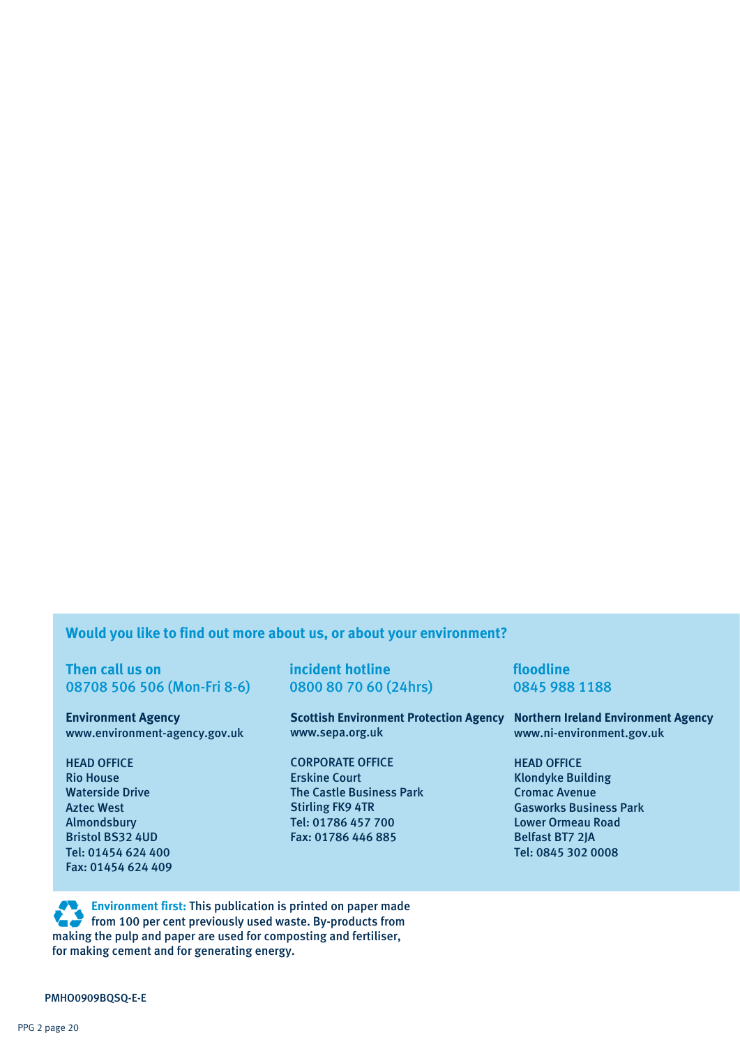## Would you like to find out more about us, or about your environment?

**Then call us on**
**08708 506 506 (Mon-Fri 8-6)**

**Environment Agency**
www.environment-agency.gov.uk

HEAD OFFICE
Rio House
Waterside Drive
Aztec West
Almondsbury
Bristol BS32 4UD
Tel: 01454 624 400
Fax: 01454 624 409

**incident hotline**
**0800 80 70 60 (24hrs)**

**Scottish Environment Protection Agency**
www.sepa.org.uk

CORPORATE OFFICE
Erskine Court
The Castle Business Park
Stirling FK9 4TR
Tel: 01786 457 700
Fax: 01786 446 885

**floodline**
**0845 988 1188**

**Northern Ireland Environment Agency**
www.ni-environment.gov.uk

HEAD OFFICE
Klondyke Building
Cromac Avenue
Gasworks Business Park
Lower Ormeau Road
Belfast BT7 2JA
Tel: 0845 302 0008

**Environment first:** This publication is printed on paper made from 100 per cent previously used waste. By-products from making the pulp and paper are used for composting and fertiliser, for making cement and for generating energy.

PMHO0909BQSQ-E-E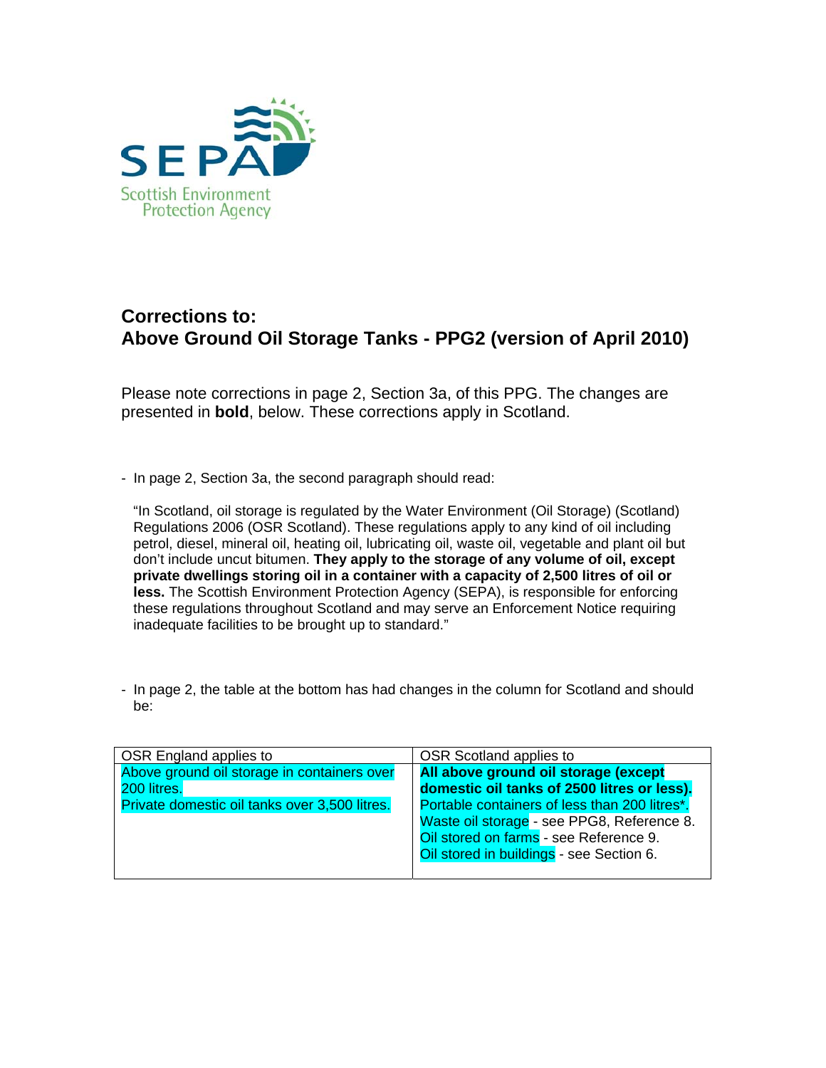SEPA

Scottish Environment Protection Agency

## Corrections to: Above Ground Oil Storage Tanks - PPG2 (version of April 2010)

Please note corrections in page 2, Section 3a, of this PPG. The changes are presented in **bold**, below. These corrections apply in Scotland.

- In page 2, Section 3a, the second paragraph should read:

  "In Scotland, oil storage is regulated by the Water Environment (Oil Storage) (Scotland) Regulations 2006 (OSR Scotland). These regulations apply to any kind of oil including petrol, diesel, mineral oil, heating oil, lubricating oil, waste oil, vegetable and plant oil but don't include uncut bitumen. **They apply to the storage of any volume of oil, except private dwellings storing oil in a container with a capacity of 2,500 litres of oil or less.** The Scottish Environment Protection Agency (SEPA), is responsible for enforcing these regulations throughout Scotland and may serve an Enforcement Notice requiring inadequate facilities to be brought up to standard."

- In page 2, the table at the bottom has had changes in the column for Scotland and should be:

| OSR England applies to | OSR Scotland applies to |
|---|---|
| Above ground oil storage in containers over 200 litres.<br>Private domestic oil tanks over 3,500 litres. | **All above ground oil storage (except domestic oil tanks of 2500 litres or less).**<br>Portable containers of less than 200 litres*.<br>Waste oil storage - see PPG8, Reference 8.<br>Oil stored on farms - see Reference 9.<br>Oil stored in buildings - see Section 6. |